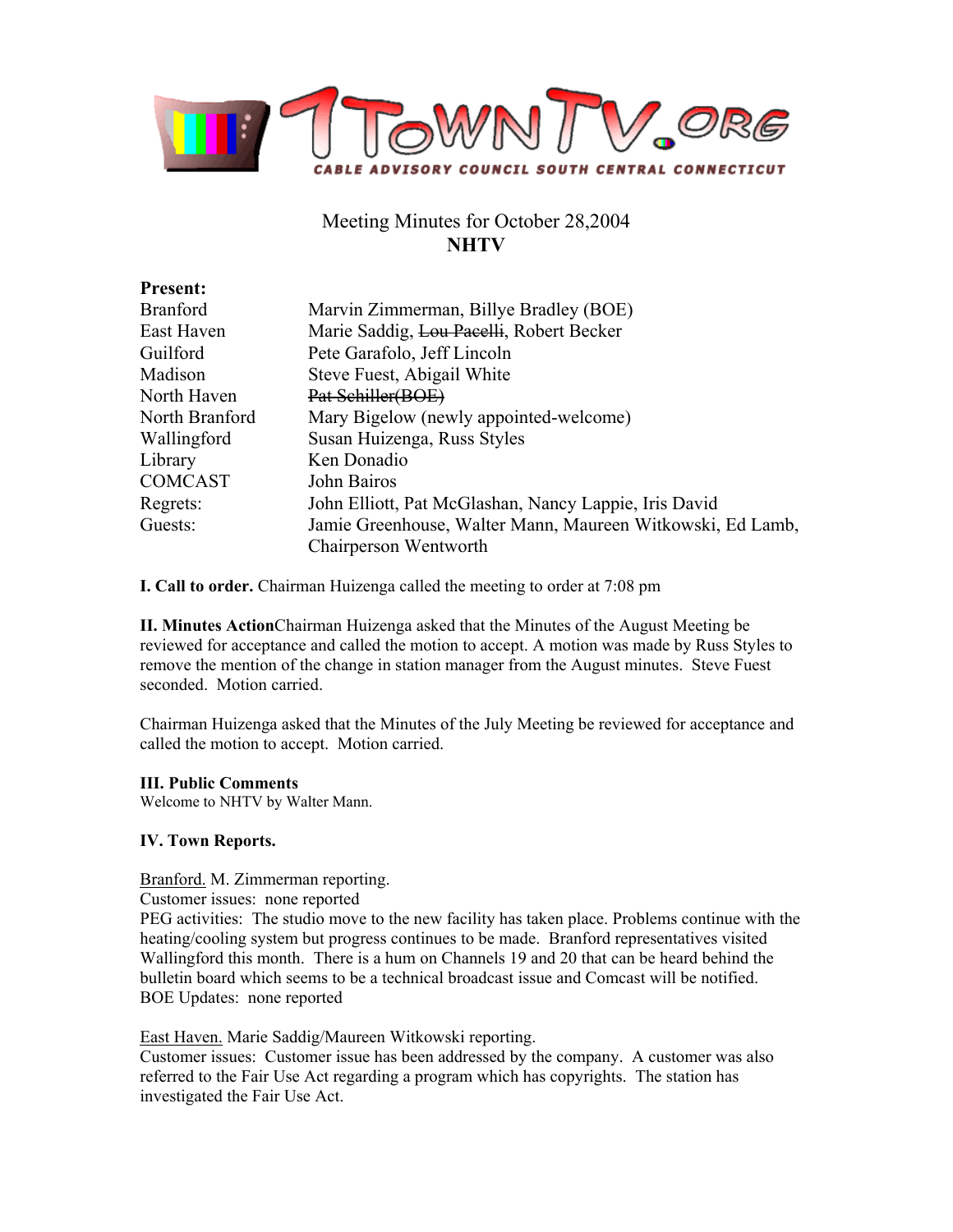1TownTV.org

CABLE ADVISORY COUNCIL SOUTH CENTRAL CONNECTICUT

# Meeting Minutes for October 28,2004
## NHTV

**Present:**

| | |
|---|---|
| Branford | Marvin Zimmerman, Billye Bradley (BOE) |
| East Haven | Marie Saddig, ~~Lou Pacelli~~, Robert Becker |
| Guilford | Pete Garafolo, Jeff Lincoln |
| Madison | Steve Fuest, Abigail White |
| North Haven | ~~Pat Schiller(BOE)~~ |
| North Branford | Mary Bigelow (newly appointed-welcome) |
| Wallingford | Susan Huizenga, Russ Styles |
| Library | Ken Donadio |
| COMCAST | John Bairos |
| Regrets: | John Elliott, Pat McGlashan, Nancy Lappie, Iris David |
| Guests: | Jamie Greenhouse, Walter Mann, Maureen Witkowski, Ed Lamb, Chairperson Wentworth |

**I. Call to order.** Chairman Huizenga called the meeting to order at 7:08 pm

**II. Minutes Action**Chairman Huizenga asked that the Minutes of the August Meeting be reviewed for acceptance and called the motion to accept. A motion was made by Russ Styles to remove the mention of the change in station manager from the August minutes. Steve Fuest seconded. Motion carried.

Chairman Huizenga asked that the Minutes of the July Meeting be reviewed for acceptance and called the motion to accept. Motion carried.

**III. Public Comments**

Welcome to NHTV by Walter Mann.

**IV. Town Reports.**

Branford. M. Zimmerman reporting.
Customer issues: none reported
PEG activities: The studio move to the new facility has taken place. Problems continue with the heating/cooling system but progress continues to be made. Branford representatives visited Wallingford this month. There is a hum on Channels 19 and 20 that can be heard behind the bulletin board which seems to be a technical broadcast issue and Comcast will be notified.
BOE Updates: none reported

East Haven. Marie Saddig/Maureen Witkowski reporting.
Customer issues: Customer issue has been addressed by the company. A customer was also referred to the Fair Use Act regarding a program which has copyrights. The station has investigated the Fair Use Act.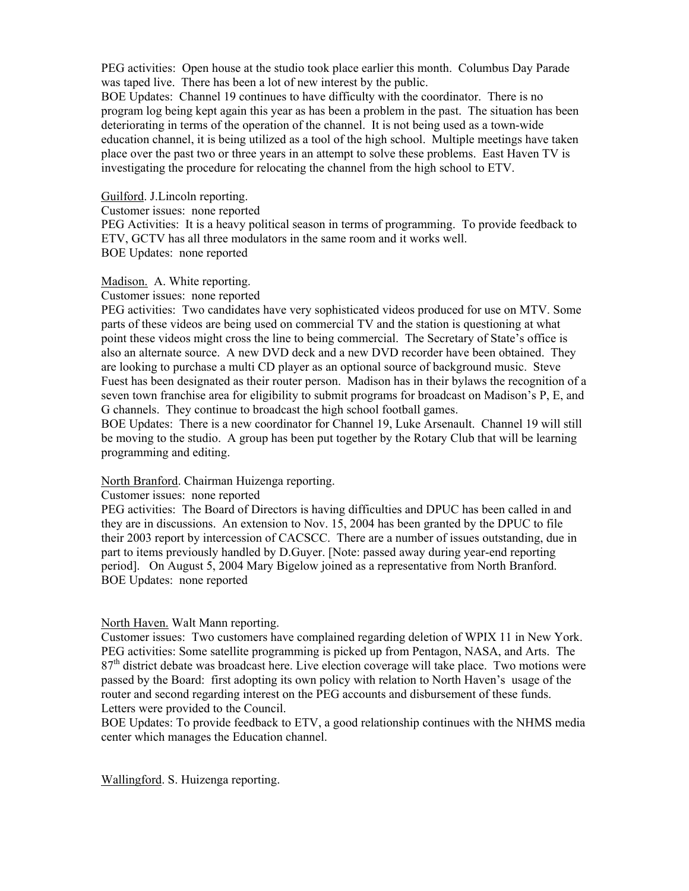PEG activities: Open house at the studio took place earlier this month. Columbus Day Parade was taped live. There has been a lot of new interest by the public.
BOE Updates: Channel 19 continues to have difficulty with the coordinator. There is no program log being kept again this year as has been a problem in the past. The situation has been deteriorating in terms of the operation of the channel. It is not being used as a town-wide education channel, it is being utilized as a tool of the high school. Multiple meetings have taken place over the past two or three years in an attempt to solve these problems. East Haven TV is investigating the procedure for relocating the channel from the high school to ETV.

<u>Guilford</u>. J.Lincoln reporting.
Customer issues: none reported
PEG Activities: It is a heavy political season in terms of programming. To provide feedback to ETV, GCTV has all three modulators in the same room and it works well.
BOE Updates: none reported

<u>Madison.</u> A. White reporting.
Customer issues: none reported
PEG activities: Two candidates have very sophisticated videos produced for use on MTV. Some parts of these videos are being used on commercial TV and the station is questioning at what point these videos might cross the line to being commercial. The Secretary of State's office is also an alternate source. A new DVD deck and a new DVD recorder have been obtained. They are looking to purchase a multi CD player as an optional source of background music. Steve Fuest has been designated as their router person. Madison has in their bylaws the recognition of a seven town franchise area for eligibility to submit programs for broadcast on Madison's P, E, and G channels. They continue to broadcast the high school football games.
BOE Updates: There is a new coordinator for Channel 19, Luke Arsenault. Channel 19 will still be moving to the studio. A group has been put together by the Rotary Club that will be learning programming and editing.

<u>North Branford</u>. Chairman Huizenga reporting.
Customer issues: none reported
PEG activities: The Board of Directors is having difficulties and DPUC has been called in and they are in discussions. An extension to Nov. 15, 2004 has been granted by the DPUC to file their 2003 report by intercession of CACSCC. There are a number of issues outstanding, due in part to items previously handled by D.Guyer. [Note: passed away during year-end reporting period]. On August 5, 2004 Mary Bigelow joined as a representative from North Branford.
BOE Updates: none reported

<u>North Haven.</u> Walt Mann reporting.
Customer issues: Two customers have complained regarding deletion of WPIX 11 in New York.
PEG activities: Some satellite programming is picked up from Pentagon, NASA, and Arts. The 87th district debate was broadcast here. Live election coverage will take place. Two motions were passed by the Board: first adopting its own policy with relation to North Haven's usage of the router and second regarding interest on the PEG accounts and disbursement of these funds. Letters were provided to the Council.
BOE Updates: To provide feedback to ETV, a good relationship continues with the NHMS media center which manages the Education channel.

<u>Wallingford</u>. S. Huizenga reporting.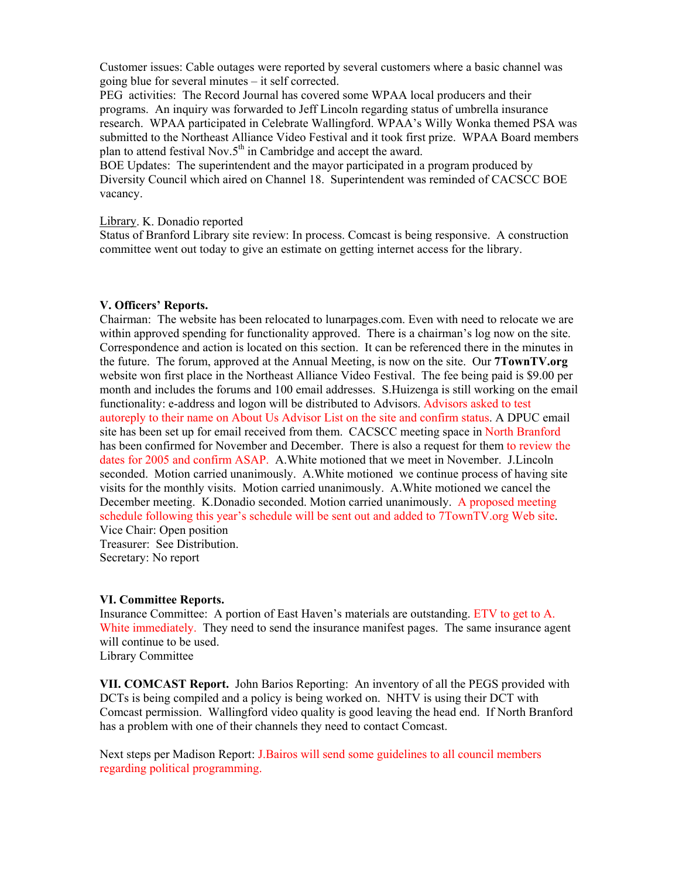Customer issues: Cable outages were reported by several customers where a basic channel was going blue for several minutes – it self corrected.
PEG activities: The Record Journal has covered some WPAA local producers and their programs. An inquiry was forwarded to Jeff Lincoln regarding status of umbrella insurance research. WPAA participated in Celebrate Wallingford. WPAA's Willy Wonka themed PSA was submitted to the Northeast Alliance Video Festival and it took first prize. WPAA Board members plan to attend festival Nov.5th in Cambridge and accept the award.
BOE Updates: The superintendent and the mayor participated in a program produced by Diversity Council which aired on Channel 18. Superintendent was reminded of CACSCC BOE vacancy.

Library. K. Donadio reported
Status of Branford Library site review: In process. Comcast is being responsive. A construction committee went out today to give an estimate on getting internet access for the library.

**V. Officers' Reports.**
Chairman: The website has been relocated to lunarpages.com. Even with need to relocate we are within approved spending for functionality approved. There is a chairman's log now on the site. Correspondence and action is located on this section. It can be referenced there in the minutes in the future. The forum, approved at the Annual Meeting, is now on the site. Our **7TownTV.org** website won first place in the Northeast Alliance Video Festival. The fee being paid is $9.00 per month and includes the forums and 100 email addresses. S.Huizenga is still working on the email functionality: e-address and logon will be distributed to Advisors. Advisors asked to test autoreply to their name on About Us Advisor List on the site and confirm status. A DPUC email site has been set up for email received from them. CACSCC meeting space in North Branford has been confirmed for November and December. There is also a request for them to review the dates for 2005 and confirm ASAP. A.White motioned that we meet in November. J.Lincoln seconded. Motion carried unanimously. A.White motioned we continue process of having site visits for the monthly visits. Motion carried unanimously. A.White motioned we cancel the December meeting. K.Donadio seconded. Motion carried unanimously. A proposed meeting schedule following this year's schedule will be sent out and added to 7TownTV.org Web site.
Vice Chair: Open position
Treasurer: See Distribution.
Secretary: No report

**VI. Committee Reports.**
Insurance Committee: A portion of East Haven's materials are outstanding. ETV to get to A. White immediately. They need to send the insurance manifest pages. The same insurance agent will continue to be used.
Library Committee

**VII. COMCAST Report.** John Barios Reporting: An inventory of all the PEGS provided with DCTs is being compiled and a policy is being worked on. NHTV is using their DCT with Comcast permission. Wallingford video quality is good leaving the head end. If North Branford has a problem with one of their channels they need to contact Comcast.

Next steps per Madison Report: J.Bairos will send some guidelines to all council members regarding political programming.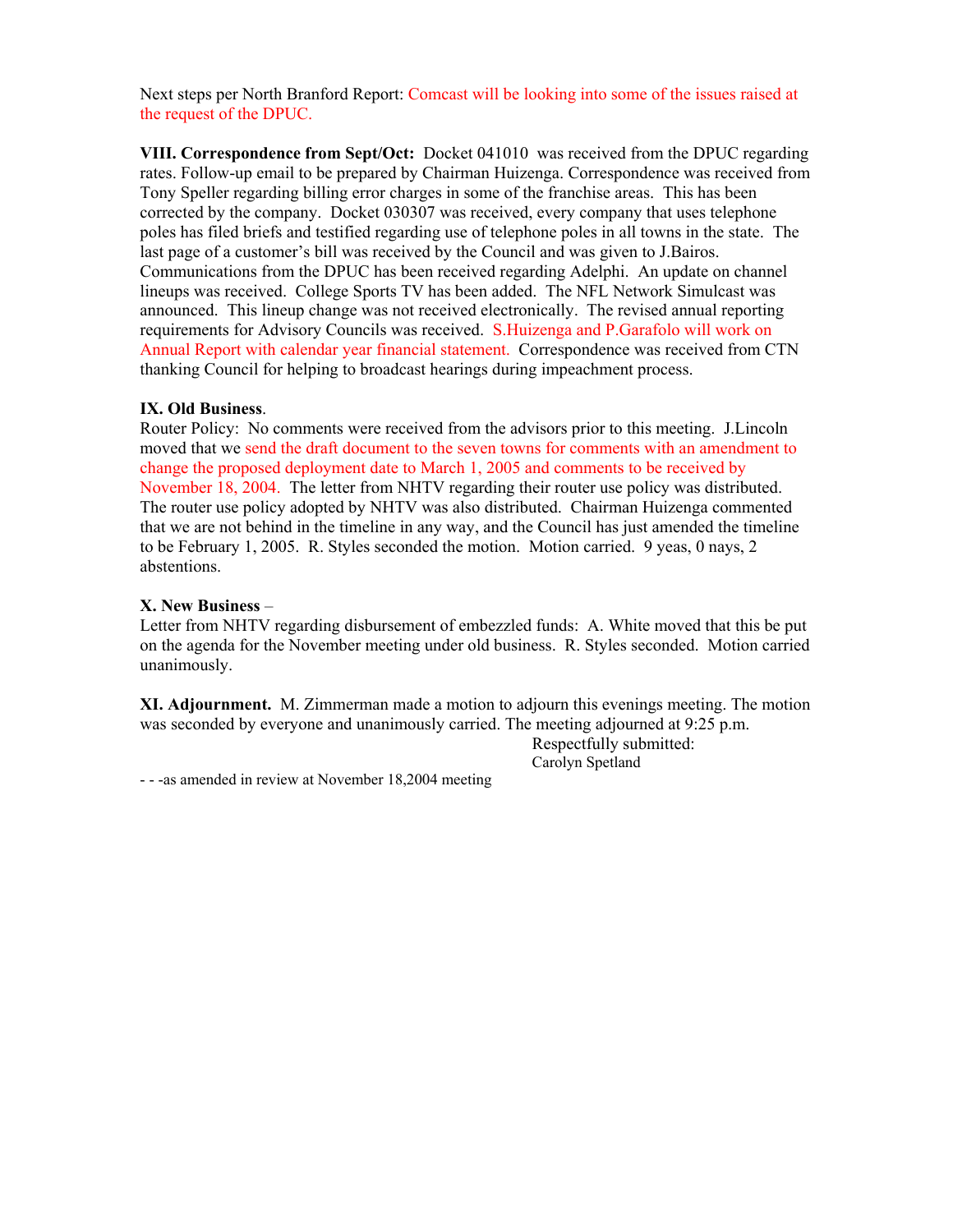Next steps per North Branford Report: Comcast will be looking into some of the issues raised at the request of the DPUC.

**VIII. Correspondence from Sept/Oct:** Docket 041010 was received from the DPUC regarding rates. Follow-up email to be prepared by Chairman Huizenga. Correspondence was received from Tony Speller regarding billing error charges in some of the franchise areas. This has been corrected by the company. Docket 030307 was received, every company that uses telephone poles has filed briefs and testified regarding use of telephone poles in all towns in the state. The last page of a customer's bill was received by the Council and was given to J.Bairos. Communications from the DPUC has been received regarding Adelphi. An update on channel lineups was received. College Sports TV has been added. The NFL Network Simulcast was announced. This lineup change was not received electronically. The revised annual reporting requirements for Advisory Councils was received. S.Huizenga and P.Garafolo will work on Annual Report with calendar year financial statement. Correspondence was received from CTN thanking Council for helping to broadcast hearings during impeachment process.

**IX. Old Business**.

Router Policy: No comments were received from the advisors prior to this meeting. J.Lincoln moved that we send the draft document to the seven towns for comments with an amendment to change the proposed deployment date to March 1, 2005 and comments to be received by November 18, 2004. The letter from NHTV regarding their router use policy was distributed. The router use policy adopted by NHTV was also distributed. Chairman Huizenga commented that we are not behind in the timeline in any way, and the Council has just amended the timeline to be February 1, 2005. R. Styles seconded the motion. Motion carried. 9 yeas, 0 nays, 2 abstentions.

**X. New Business** –

Letter from NHTV regarding disbursement of embezzled funds: A. White moved that this be put on the agenda for the November meeting under old business. R. Styles seconded. Motion carried unanimously.

**XI. Adjournment.** M. Zimmerman made a motion to adjourn this evenings meeting. The motion was seconded by everyone and unanimously carried. The meeting adjourned at 9:25 p.m.

Respectfully submitted:
Carolyn Spetland

- - -as amended in review at November 18,2004 meeting